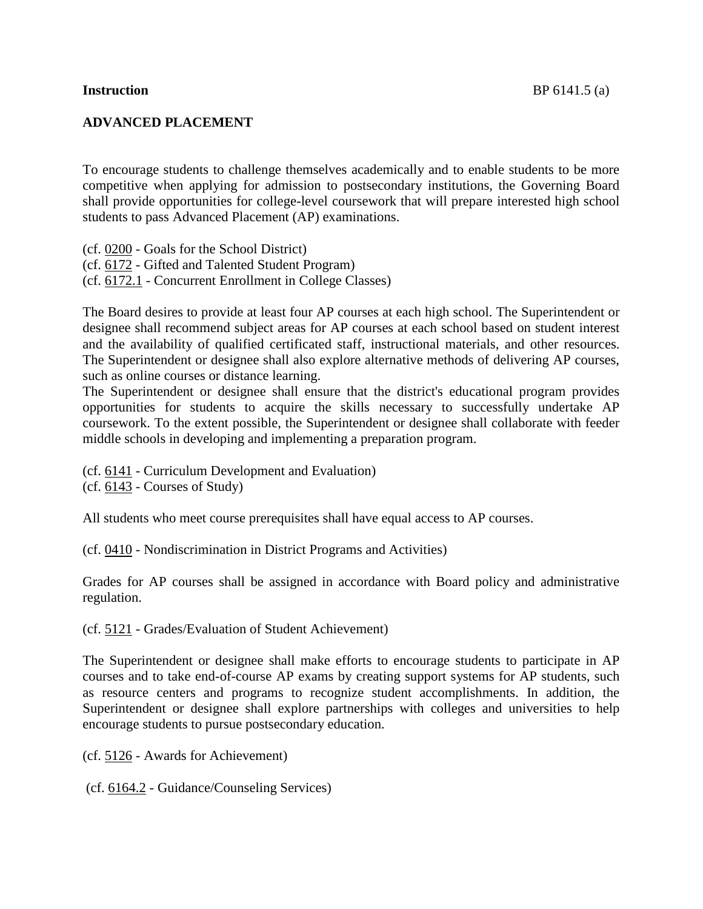**Instruction**

# ADVANCED PLACEMENT

To encourage students to challenge themselves academically and to enable students to be more competitive when applying for admission to postsecondary institutions, the Governing Board shall provide opportunities for college-level coursework that will prepare interested high school students to pass Advanced Placement (AP) examinations.

(cf. 0200 - Goals for the School District)
(cf. 6172 - Gifted and Talented Student Program)
(cf. 6172.1 - Concurrent Enrollment in College Classes)

The Board desires to provide at least four AP courses at each high school. The Superintendent or designee shall recommend subject areas for AP courses at each school based on student interest and the availability of qualified certificated staff, instructional materials, and other resources. The Superintendent or designee shall also explore alternative methods of delivering AP courses, such as online courses or distance learning.

The Superintendent or designee shall ensure that the district's educational program provides opportunities for students to acquire the skills necessary to successfully undertake AP coursework. To the extent possible, the Superintendent or designee shall collaborate with feeder middle schools in developing and implementing a preparation program.

(cf. 6141 - Curriculum Development and Evaluation)
(cf. 6143 - Courses of Study)

All students who meet course prerequisites shall have equal access to AP courses.

(cf. 0410 - Nondiscrimination in District Programs and Activities)

Grades for AP courses shall be assigned in accordance with Board policy and administrative regulation.

(cf. 5121 - Grades/Evaluation of Student Achievement)

The Superintendent or designee shall make efforts to encourage students to participate in AP courses and to take end-of-course AP exams by creating support systems for AP students, such as resource centers and programs to recognize student accomplishments. In addition, the Superintendent or designee shall explore partnerships with colleges and universities to help encourage students to pursue postsecondary education.

(cf. 5126 - Awards for Achievement)

(cf. 6164.2 - Guidance/Counseling Services)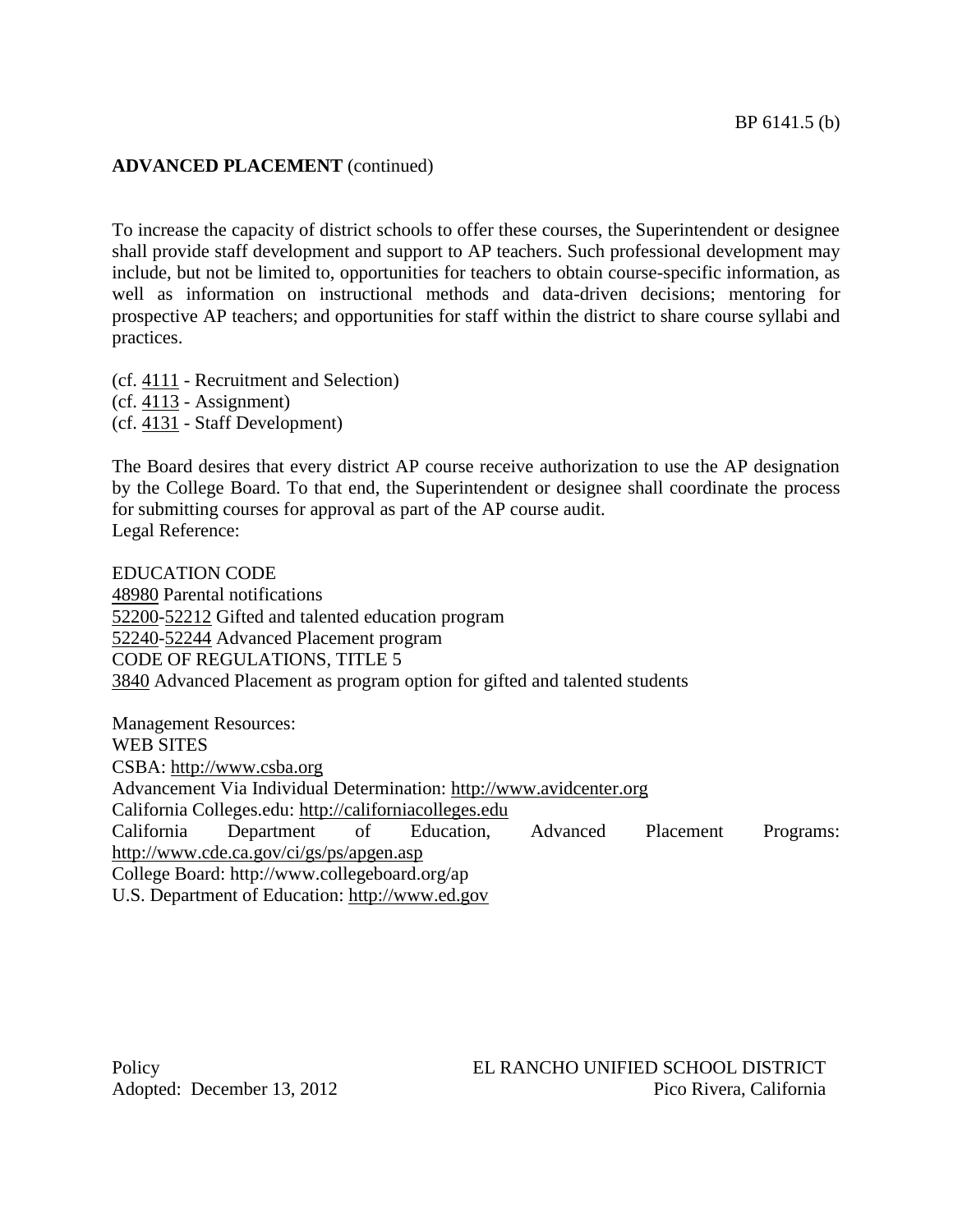**ADVANCED PLACEMENT** (continued)

To increase the capacity of district schools to offer these courses, the Superintendent or designee shall provide staff development and support to AP teachers. Such professional development may include, but not be limited to, opportunities for teachers to obtain course-specific information, as well as information on instructional methods and data-driven decisions; mentoring for prospective AP teachers; and opportunities for staff within the district to share course syllabi and practices.

(cf. 4111 - Recruitment and Selection)
(cf. 4113 - Assignment)
(cf. 4131 - Staff Development)

The Board desires that every district AP course receive authorization to use the AP designation by the College Board. To that end, the Superintendent or designee shall coordinate the process for submitting courses for approval as part of the AP course audit.
Legal Reference:

EDUCATION CODE
48980 Parental notifications
52200-52212 Gifted and talented education program
52240-52244 Advanced Placement program
CODE OF REGULATIONS, TITLE 5
3840 Advanced Placement as program option for gifted and talented students

Management Resources:
WEB SITES
CSBA: http://www.csba.org
Advancement Via Individual Determination: http://www.avidcenter.org
California Colleges.edu: http://californiacolleges.edu
California Department of Education, Advanced Placement Programs: http://www.cde.ca.gov/ci/gs/ps/apgen.asp
College Board: http://www.collegeboard.org/ap
U.S. Department of Education: http://www.ed.gov

Policy
Adopted: December 13, 2012

EL RANCHO UNIFIED SCHOOL DISTRICT
Pico Rivera, California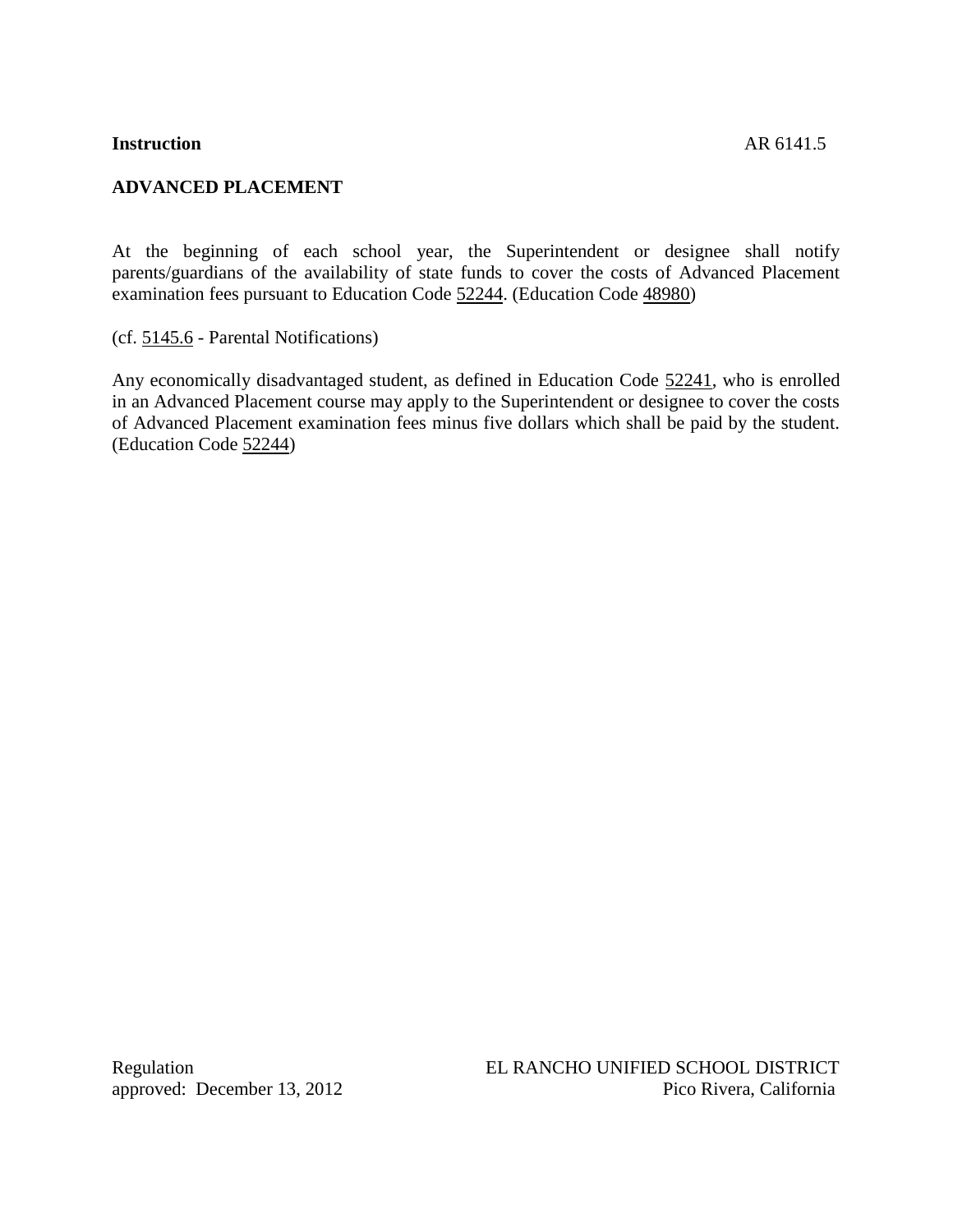**Instruction** AR 6141.5

## ADVANCED PLACEMENT

At the beginning of each school year, the Superintendent or designee shall notify parents/guardians of the availability of state funds to cover the costs of Advanced Placement examination fees pursuant to Education Code 52244. (Education Code 48980)

(cf. 5145.6 - Parental Notifications)

Any economically disadvantaged student, as defined in Education Code 52241, who is enrolled in an Advanced Placement course may apply to the Superintendent or designee to cover the costs of Advanced Placement examination fees minus five dollars which shall be paid by the student. (Education Code 52244)

Regulation
approved: December 13, 2012

EL RANCHO UNIFIED SCHOOL DISTRICT
Pico Rivera, California